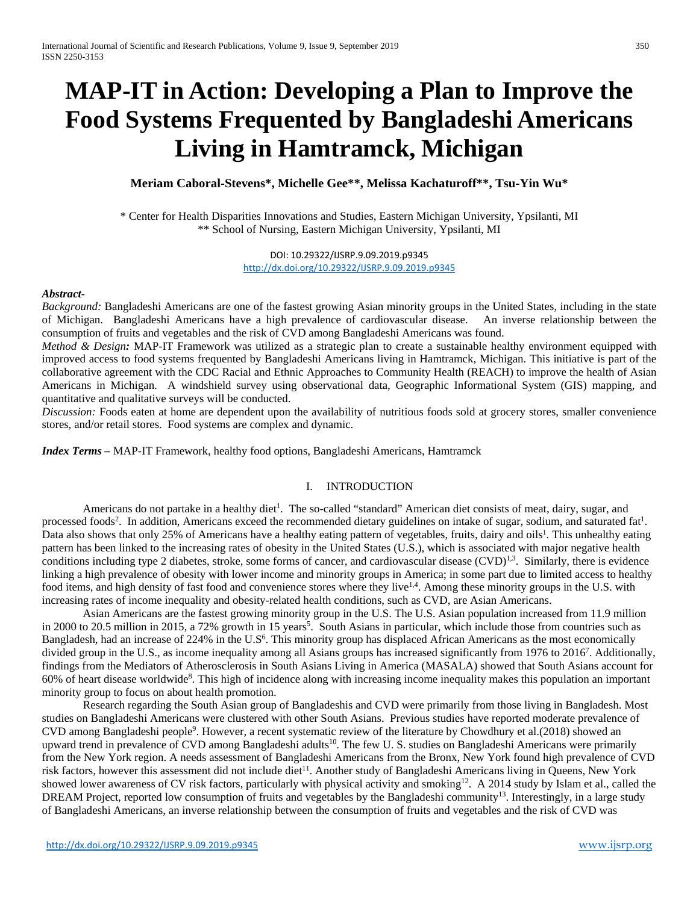# MAP-IT in Action: Developing a Plan to Improve the Food Systems Frequented by Bangladeshi Americans Living in Hamtramck, Michigan

**Meriam Caboral-Stevens\*, Michelle Gee\*\*, Melissa Kachaturoff\*\*, Tsu-Yin Wu\***

\* Center for Health Disparities Innovations and Studies, Eastern Michigan University, Ypsilanti, MI
\*\* School of Nursing, Eastern Michigan University, Ypsilanti, MI

DOI: 10.29322/IJSRP.9.09.2019.p9345
http://dx.doi.org/10.29322/IJSRP.9.09.2019.p9345

***Abstract-***

*Background:* Bangladeshi Americans are one of the fastest growing Asian minority groups in the United States, including in the state of Michigan. Bangladeshi Americans have a high prevalence of cardiovascular disease. An inverse relationship between the consumption of fruits and vegetables and the risk of CVD among Bangladeshi Americans was found.

*Method & Design:* MAP-IT Framework was utilized as a strategic plan to create a sustainable healthy environment equipped with improved access to food systems frequented by Bangladeshi Americans living in Hamtramck, Michigan. This initiative is part of the collaborative agreement with the CDC Racial and Ethnic Approaches to Community Health (REACH) to improve the health of Asian Americans in Michigan. A windshield survey using observational data, Geographic Informational System (GIS) mapping, and quantitative and qualitative surveys will be conducted.

*Discussion:* Foods eaten at home are dependent upon the availability of nutritious foods sold at grocery stores, smaller convenience stores, and/or retail stores. Food systems are complex and dynamic.

***Index Terms* –** MAP-IT Framework, healthy food options, Bangladeshi Americans, Hamtramck

## I. INTRODUCTION

Americans do not partake in a healthy diet[1]. The so-called "standard" American diet consists of meat, dairy, sugar, and processed foods[2]. In addition, Americans exceed the recommended dietary guidelines on intake of sugar, sodium, and saturated fat[1]. Data also shows that only 25% of Americans have a healthy eating pattern of vegetables, fruits, dairy and oils[1]. This unhealthy eating pattern has been linked to the increasing rates of obesity in the United States (U.S.), which is associated with major negative health conditions including type 2 diabetes, stroke, some forms of cancer, and cardiovascular disease (CVD)[1,3]. Similarly, there is evidence linking a high prevalence of obesity with lower income and minority groups in America; in some part due to limited access to healthy food items, and high density of fast food and convenience stores where they live[1,4]. Among these minority groups in the U.S. with increasing rates of income inequality and obesity-related health conditions, such as CVD, are Asian Americans.

Asian Americans are the fastest growing minority group in the U.S. The U.S. Asian population increased from 11.9 million in 2000 to 20.5 million in 2015, a 72% growth in 15 years[5]. South Asians in particular, which include those from countries such as Bangladesh, had an increase of 224% in the U.S[6]. This minority group has displaced African Americans as the most economically divided group in the U.S., as income inequality among all Asians groups has increased significantly from 1976 to 2016[7]. Additionally, findings from the Mediators of Atherosclerosis in South Asians Living in America (MASALA) showed that South Asians account for 60% of heart disease worldwide[8]. This high of incidence along with increasing income inequality makes this population an important minority group to focus on about health promotion.

Research regarding the South Asian group of Bangladeshis and CVD were primarily from those living in Bangladesh. Most studies on Bangladeshi Americans were clustered with other South Asians. Previous studies have reported moderate prevalence of CVD among Bangladeshi people[9]. However, a recent systematic review of the literature by Chowdhury et al.(2018) showed an upward trend in prevalence of CVD among Bangladeshi adults[10]. The few U. S. studies on Bangladeshi Americans were primarily from the New York region. A needs assessment of Bangladeshi Americans from the Bronx, New York found high prevalence of CVD risk factors, however this assessment did not include diet[11]. Another study of Bangladeshi Americans living in Queens, New York showed lower awareness of CV risk factors, particularly with physical activity and smoking[12]. A 2014 study by Islam et al., called the DREAM Project, reported low consumption of fruits and vegetables by the Bangladeshi community[13]. Interestingly, in a large study of Bangladeshi Americans, an inverse relationship between the consumption of fruits and vegetables and the risk of CVD was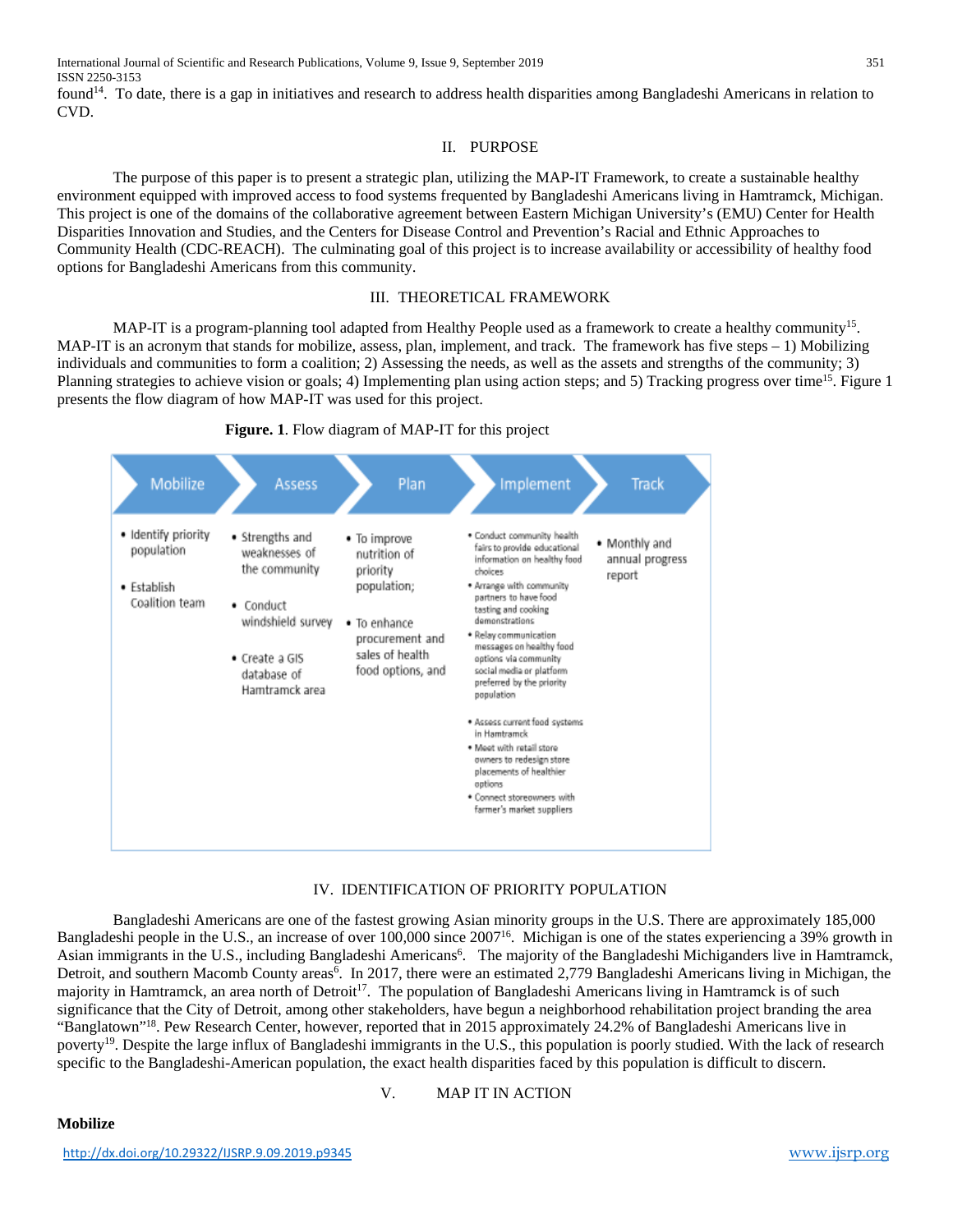found[14]. To date, there is a gap in initiatives and research to address health disparities among Bangladeshi Americans in relation to CVD.

## II. PURPOSE

The purpose of this paper is to present a strategic plan, utilizing the MAP-IT Framework, to create a sustainable healthy environment equipped with improved access to food systems frequented by Bangladeshi Americans living in Hamtramck, Michigan. This project is one of the domains of the collaborative agreement between Eastern Michigan University's (EMU) Center for Health Disparities Innovation and Studies, and the Centers for Disease Control and Prevention's Racial and Ethnic Approaches to Community Health (CDC-REACH). The culminating goal of this project is to increase availability or accessibility of healthy food options for Bangladeshi Americans from this community.

## III. THEORETICAL FRAMEWORK

MAP-IT is a program-planning tool adapted from Healthy People used as a framework to create a healthy community[15]. MAP-IT is an acronym that stands for mobilize, assess, plan, implement, and track. The framework has five steps – 1) Mobilizing individuals and communities to form a coalition; 2) Assessing the needs, as well as the assets and strengths of the community; 3) Planning strategies to achieve vision or goals; 4) Implementing plan using action steps; and 5) Tracking progress over time[15]. Figure 1 presents the flow diagram of how MAP-IT was used for this project.

**Figure. 1**. Flow diagram of MAP-IT for this project

| Mobilize | Assess | Plan | Implement | Track |
|---|---|---|---|---|
| • Identify priority population<br>• Establish Coalition team | • Strengths and weaknesses of the community<br>• Conduct windshield survey<br>• Create a GIS database of Hamtramck area | • To improve nutrition of priority population;<br>• To enhance procurement and sales of health food options, and | • Conduct community health fairs to provide educational information on healthy food choices<br>• Arrange with community partners to have food tasting and cooking demonstrations<br>• Relay communication messages on healthy food options via community social media or platform preferred by the priority population<br>• Assess current food systems in Hamtramck<br>• Meet with retail store owners to redesign store placements of healthier options<br>• Connect storeowners with farmer's market suppliers | • Monthly and annual progress report |

## IV. IDENTIFICATION OF PRIORITY POPULATION

Bangladeshi Americans are one of the fastest growing Asian minority groups in the U.S. There are approximately 185,000 Bangladeshi people in the U.S., an increase of over 100,000 since 2007[16]. Michigan is one of the states experiencing a 39% growth in Asian immigrants in the U.S., including Bangladeshi Americans[6]. The majority of the Bangladeshi Michiganders live in Hamtramck, Detroit, and southern Macomb County areas[6]. In 2017, there were an estimated 2,779 Bangladeshi Americans living in Michigan, the majority in Hamtramck, an area north of Detroit[17]. The population of Bangladeshi Americans living in Hamtramck is of such significance that the City of Detroit, among other stakeholders, have begun a neighborhood rehabilitation project branding the area "Banglatown"[18]. Pew Research Center, however, reported that in 2015 approximately 24.2% of Bangladeshi Americans live in poverty[19]. Despite the large influx of Bangladeshi immigrants in the U.S., this population is poorly studied. With the lack of research specific to the Bangladeshi-American population, the exact health disparities faced by this population is difficult to discern.

## V. MAP IT IN ACTION

### Mobilize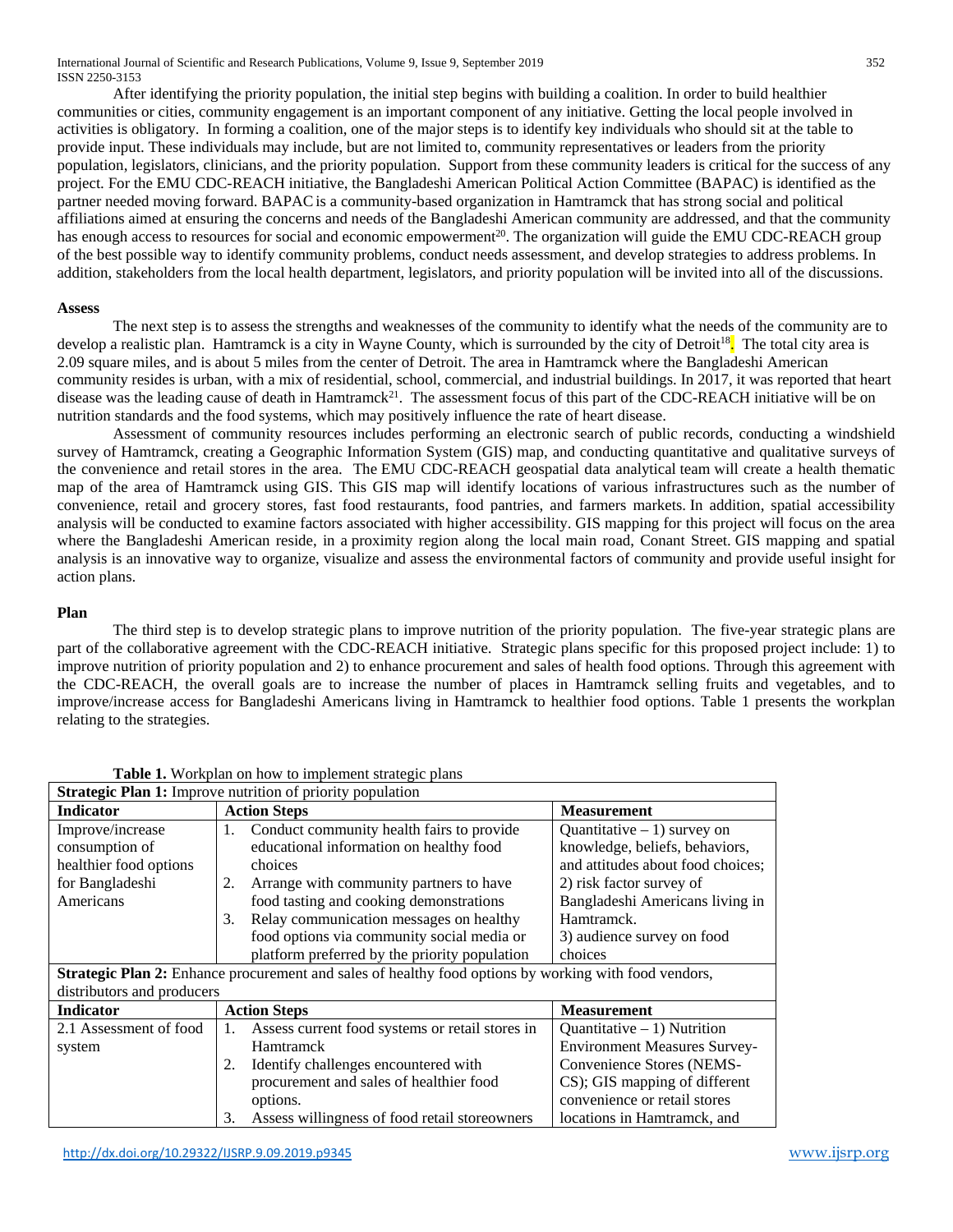After identifying the priority population, the initial step begins with building a coalition. In order to build healthier communities or cities, community engagement is an important component of any initiative. Getting the local people involved in activities is obligatory. In forming a coalition, one of the major steps is to identify key individuals who should sit at the table to provide input. These individuals may include, but are not limited to, community representatives or leaders from the priority population, legislators, clinicians, and the priority population. Support from these community leaders is critical for the success of any project. For the EMU CDC-REACH initiative, the Bangladeshi American Political Action Committee (BAPAC) is identified as the partner needed moving forward. BAPAC is a community-based organization in Hamtramck that has strong social and political affiliations aimed at ensuring the concerns and needs of the Bangladeshi American community are addressed, and that the community has enough access to resources for social and economic empowerment[20]. The organization will guide the EMU CDC-REACH group of the best possible way to identify community problems, conduct needs assessment, and develop strategies to address problems. In addition, stakeholders from the local health department, legislators, and priority population will be invited into all of the discussions.

### Assess

The next step is to assess the strengths and weaknesses of the community to identify what the needs of the community are to develop a realistic plan. Hamtramck is a city in Wayne County, which is surrounded by the city of Detroit[18]. The total city area is 2.09 square miles, and is about 5 miles from the center of Detroit. The area in Hamtramck where the Bangladeshi American community resides is urban, with a mix of residential, school, commercial, and industrial buildings. In 2017, it was reported that heart disease was the leading cause of death in Hamtramck[21]. The assessment focus of this part of the CDC-REACH initiative will be on nutrition standards and the food systems, which may positively influence the rate of heart disease.

Assessment of community resources includes performing an electronic search of public records, conducting a windshield survey of Hamtramck, creating a Geographic Information System (GIS) map, and conducting quantitative and qualitative surveys of the convenience and retail stores in the area. The EMU CDC-REACH geospatial data analytical team will create a health thematic map of the area of Hamtramck using GIS. This GIS map will identify locations of various infrastructures such as the number of convenience, retail and grocery stores, fast food restaurants, food pantries, and farmers markets. In addition, spatial accessibility analysis will be conducted to examine factors associated with higher accessibility. GIS mapping for this project will focus on the area where the Bangladeshi American reside, in a proximity region along the local main road, Conant Street. GIS mapping and spatial analysis is an innovative way to organize, visualize and assess the environmental factors of community and provide useful insight for action plans.

### Plan

The third step is to develop strategic plans to improve nutrition of the priority population. The five-year strategic plans are part of the collaborative agreement with the CDC-REACH initiative. Strategic plans specific for this proposed project include: 1) to improve nutrition of priority population and 2) to enhance procurement and sales of health food options. Through this agreement with the CDC-REACH, the overall goals are to increase the number of places in Hamtramck selling fruits and vegetables, and to improve/increase access for Bangladeshi Americans living in Hamtramck to healthier food options. Table 1 presents the workplan relating to the strategies.

**Table 1.** Workplan on how to implement strategic plans

| **Strategic Plan 1:** Improve nutrition of priority population | | |
|---|---|---|
| **Indicator** | **Action Steps** | **Measurement** |
| Improve/increase consumption of healthier food options for Bangladeshi Americans | 1. Conduct community health fairs to provide educational information on healthy food choices<br>2. Arrange with community partners to have food tasting and cooking demonstrations<br>3. Relay communication messages on healthy food options via community social media or platform preferred by the priority population | Quantitative – 1) survey on knowledge, beliefs, behaviors, and attitudes about food choices; 2) risk factor survey of Bangladeshi Americans living in Hamtramck.<br>3) audience survey on food choices |
| **Strategic Plan 2:** Enhance procurement and sales of healthy food options by working with food vendors, distributors and producers | | |
| **Indicator** | **Action Steps** | **Measurement** |
| 2.1 Assessment of food system | 1. Assess current food systems or retail stores in Hamtramck<br>2. Identify challenges encountered with procurement and sales of healthier food options.<br>3. Assess willingness of food retail storeowners | Quantitative – 1) Nutrition Environment Measures Survey-Convenience Stores (NEMS-CS); GIS mapping of different convenience or retail stores locations in Hamtramck, and |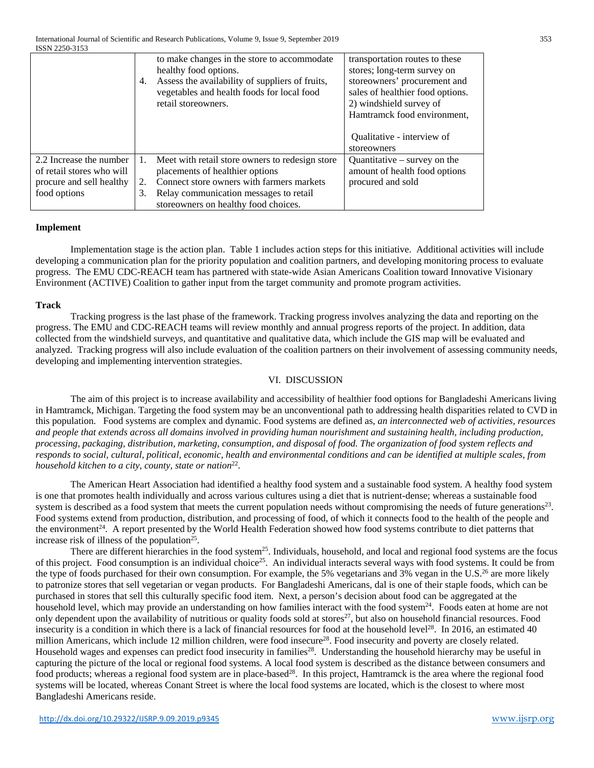| | | |
|---|---|---|
| | to make changes in the store to accommodate healthy food options.<br>4. Assess the availability of suppliers of fruits, vegetables and health foods for local food retail storeowners. | transportation routes to these stores; long-term survey on storeowners' procurement and sales of healthier food options.<br>2) windshield survey of Hamtramck food environment,<br><br>Qualitative - interview of storeowners |
| 2.2 Increase the number of retail stores who will procure and sell healthy food options | 1. Meet with retail store owners to redesign store placements of healthier options<br>2. Connect store owners with farmers markets<br>3. Relay communication messages to retail storeowners on healthy food choices. | Quantitative – survey on the amount of health food options procured and sold |

**Implement**

Implementation stage is the action plan. Table 1 includes action steps for this initiative. Additional activities will include developing a communication plan for the priority population and coalition partners, and developing monitoring process to evaluate progress. The EMU CDC-REACH team has partnered with state-wide Asian Americans Coalition toward Innovative Visionary Environment (ACTIVE) Coalition to gather input from the target community and promote program activities.

**Track**

Tracking progress is the last phase of the framework. Tracking progress involves analyzing the data and reporting on the progress. The EMU and CDC-REACH teams will review monthly and annual progress reports of the project. In addition, data collected from the windshield surveys, and quantitative and qualitative data, which include the GIS map will be evaluated and analyzed. Tracking progress will also include evaluation of the coalition partners on their involvement of assessing community needs, developing and implementing intervention strategies.

## VI. DISCUSSION

The aim of this project is to increase availability and accessibility of healthier food options for Bangladeshi Americans living in Hamtramck, Michigan. Targeting the food system may be an unconventional path to addressing health disparities related to CVD in this population. Food systems are complex and dynamic. Food systems are defined as, *an interconnected web of activities, resources and people that extends across all domains involved in providing human nourishment and sustaining health, including production, processing, packaging, distribution, marketing, consumption, and disposal of food. The organization of food system reflects and responds to social, cultural, political, economic, health and environmental conditions and can be identified at multiple scales, from household kitchen to a city, county, state or nation*[22].

The American Heart Association had identified a healthy food system and a sustainable food system. A healthy food system is one that promotes health individually and across various cultures using a diet that is nutrient-dense; whereas a sustainable food system is described as a food system that meets the current population needs without compromising the needs of future generations[23]. Food systems extend from production, distribution, and processing of food, of which it connects food to the health of the people and the environment[24]. A report presented by the World Health Federation showed how food systems contribute to diet patterns that increase risk of illness of the population[25].

There are different hierarchies in the food system[25]. Individuals, household, and local and regional food systems are the focus of this project. Food consumption is an individual choice[25]. An individual interacts several ways with food systems. It could be from the type of foods purchased for their own consumption. For example, the 5% vegetarians and 3% vegan in the U.S.[26] are more likely to patronize stores that sell vegetarian or vegan products. For Bangladeshi Americans, dal is one of their staple foods, which can be purchased in stores that sell this culturally specific food item. Next, a person's decision about food can be aggregated at the household level, which may provide an understanding on how families interact with the food system[24]. Foods eaten at home are not only dependent upon the availability of nutritious or quality foods sold at stores[27], but also on household financial resources. Food insecurity is a condition in which there is a lack of financial resources for food at the household level[28]. In 2016, an estimated 40 million Americans, which include 12 million children, were food insecure[28]. Food insecurity and poverty are closely related. Household wages and expenses can predict food insecurity in families[28]. Understanding the household hierarchy may be useful in capturing the picture of the local or regional food systems. A local food system is described as the distance between consumers and food products; whereas a regional food system are in place-based[28]. In this project, Hamtramck is the area where the regional food systems will be located, whereas Conant Street is where the local food systems are located, which is the closest to where most Bangladeshi Americans reside.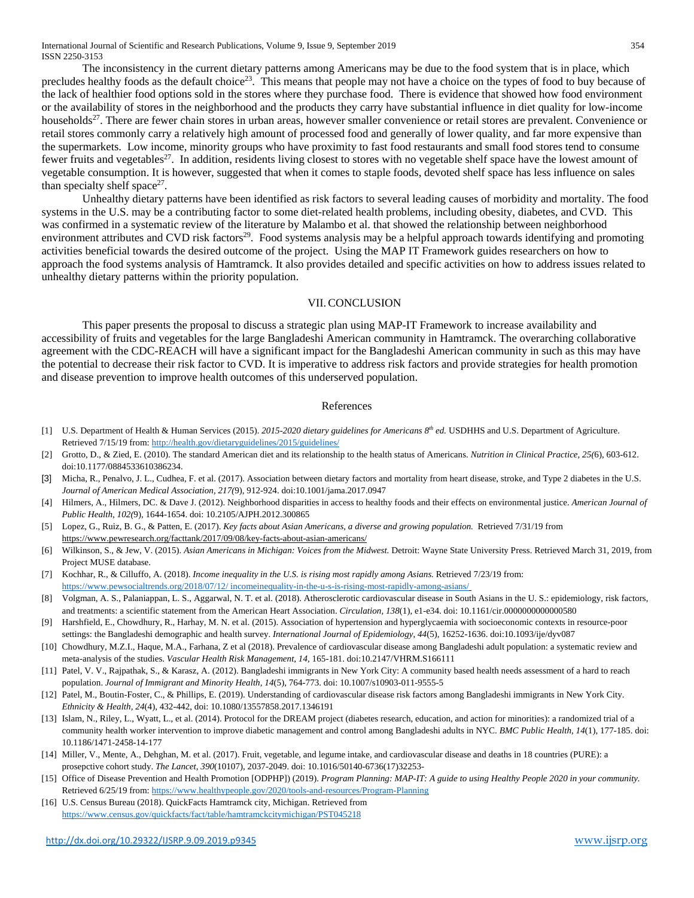The inconsistency in the current dietary patterns among Americans may be due to the food system that is in place, which precludes healthy foods as the default choice[23]. This means that people may not have a choice on the types of food to buy because of the lack of healthier food options sold in the stores where they purchase food. There is evidence that showed how food environment or the availability of stores in the neighborhood and the products they carry have substantial influence in diet quality for low-income households[27]. There are fewer chain stores in urban areas, however smaller convenience or retail stores are prevalent. Convenience or retail stores commonly carry a relatively high amount of processed food and generally of lower quality, and far more expensive than the supermarkets. Low income, minority groups who have proximity to fast food restaurants and small food stores tend to consume fewer fruits and vegetables[27]. In addition, residents living closest to stores with no vegetable shelf space have the lowest amount of vegetable consumption. It is however, suggested that when it comes to staple foods, devoted shelf space has less influence on sales than specialty shelf space[27].

Unhealthy dietary patterns have been identified as risk factors to several leading causes of morbidity and mortality. The food systems in the U.S. may be a contributing factor to some diet-related health problems, including obesity, diabetes, and CVD. This was confirmed in a systematic review of the literature by Malambo et al. that showed the relationship between neighborhood environment attributes and CVD risk factors[29]. Food systems analysis may be a helpful approach towards identifying and promoting activities beneficial towards the desired outcome of the project. Using the MAP IT Framework guides researchers on how to approach the food systems analysis of Hamtramck. It also provides detailed and specific activities on how to address issues related to unhealthy dietary patterns within the priority population.

## VII. CONCLUSION

This paper presents the proposal to discuss a strategic plan using MAP-IT Framework to increase availability and accessibility of fruits and vegetables for the large Bangladeshi American community in Hamtramck. The overarching collaborative agreement with the CDC-REACH will have a significant impact for the Bangladeshi American community in such as this may have the potential to decrease their risk factor to CVD. It is imperative to address risk factors and provide strategies for health promotion and disease prevention to improve health outcomes of this underserved population.

## References

[1] U.S. Department of Health & Human Services (2015). *2015-2020 dietary guidelines for Americans 8th ed.* USDHHS and U.S. Department of Agriculture. Retrieved 7/15/19 from: http://health.gov/dietaryguidelines/2015/guidelines/

[2] Grotto, D., & Zied, E. (2010). The standard American diet and its relationship to the health status of Americans. *Nutrition in Clinical Practice, 25(*6), 603-612. doi:10.1177/0884533610386234.

[3] Micha, R., Penalvo, J. L., Cudhea, F. et al. (2017). Association between dietary factors and mortality from heart disease, stroke, and Type 2 diabetes in the U.S. *Journal of American Medical Association, 217(*9), 912-924. doi:10.1001/jama.2017.0947

[4] Hilmers, A., Hilmers, DC. & Dave J. (2012). Neighborhood disparities in access to healthy foods and their effects on environmental justice. *American Journal of Public Health, 102(*9), 1644-1654. doi: 10.2105/AJPH.2012.300865

[5] Lopez, G., Ruiz, B. G., & Patten, E. (2017). *Key facts about Asian Americans, a diverse and growing population.* Retrieved 7/31/19 from https://www.pewresearch.org/facttank/2017/09/08/key-facts-about-asian-americans/

[6] Wilkinson, S., & Jew, V. (2015). *Asian Americans in Michigan: Voices from the Midwest.* Detroit: Wayne State University Press. Retrieved March 31, 2019, from Project MUSE database.

[7] Kochhar, R., & Cilluffo, A. (2018). *Income inequality in the U.S. is rising most rapidly among Asians.* Retrieved 7/23/19 from: https://www.pewsocialtrends.org/2018/07/12/ incomeinequality-in-the-u-s-is-rising-most-rapidly-among-asians/

[8] Volgman, A. S., Palaniappan, L. S., Aggarwal, N. T. et al. (2018). Atherosclerotic cardiovascular disease in South Asians in the U. S.: epidemiology, risk factors, and treatments: a scientific statement from the American Heart Association. *Circulation, 138*(1), e1-e34. doi: 10.1161/cir.0000000000000580

[9] Harshfield, E., Chowdhury, R., Harhay, M. N. et al. (2015). Association of hypertension and hyperglycaemia with socioeconomic contexts in resource-poor settings: the Bangladeshi demographic and health survey. *International Journal of Epidemiology, 44*(5), 16252-1636. doi:10.1093/ije/dyv087

[10] Chowdhury, M.Z.I., Haque, M.A., Farhana, Z et al (2018). Prevalence of cardiovascular disease among Bangladeshi adult population: a systematic review and meta-analysis of the studies. *Vascular Health Risk Management, 14*, 165-181. doi:10.2147/VHRM.S166111

[11] Patel, V. V., Rajpathak, S., & Karasz, A. (2012). Bangladeshi immigrants in New York City: A community based health needs assessment of a hard to reach population. *Journal of Immigrant and Minority Health, 14*(5), 764-773. doi: 10.1007/s10903-011-9555-5

[12] Patel, M., Boutin-Foster, C., & Phillips, E. (2019). Understanding of cardiovascular disease risk factors among Bangladeshi immigrants in New York City. *Ethnicity & Health, 24*(4), 432-442, doi: 10.1080/13557858.2017.1346191

[13] Islam, N., Riley, L., Wyatt, L., et al. (2014). Protocol for the DREAM project (diabetes research, education, and action for minorities): a randomized trial of a community health worker intervention to improve diabetic management and control among Bangladeshi adults in NYC. *BMC Public Health, 14*(1), 177-185. doi: 10.1186/1471-2458-14-177

[14] Miller, V., Mente, A., Dehghan, M. et al. (2017). Fruit, vegetable, and legume intake, and cardiovascular disease and deaths in 18 countries (PURE): a prosepctive cohort study. *The Lancet, 390*(10107), 2037-2049. doi: 10.1016/50140-6736(17)32253-

[15] Office of Disease Prevention and Health Promotion [ODPHP]) (2019). *Program Planning: MAP-IT: A guide to using Healthy People 2020 in your community.* Retrieved 6/25/19 from: https://www.healthypeople.gov/2020/tools-and-resources/Program-Planning

[16] U.S. Census Bureau (2018). QuickFacts Hamtramck city, Michigan. Retrieved from https://www.census.gov/quickfacts/fact/table/hamtramckcitymichigan/PST045218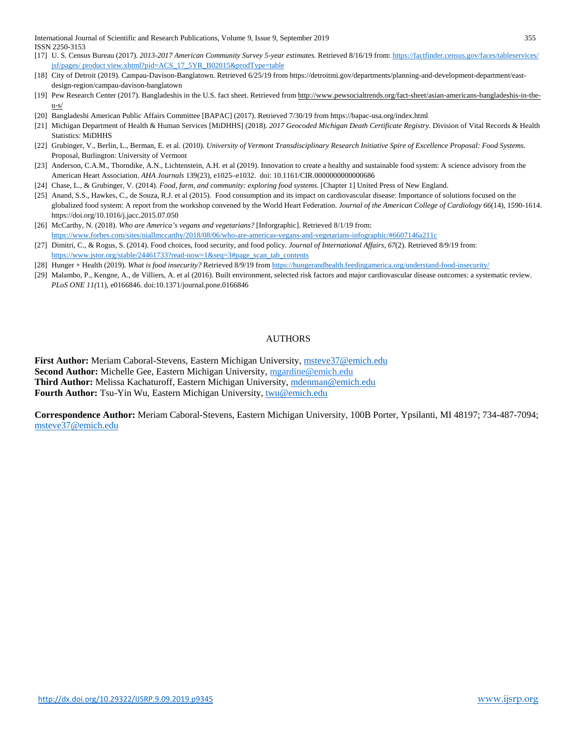[17] U. S. Census Bureau (2017). *2013-2017 American Community Survey 5-year estimates.* Retrieved 8/16/19 from: https://factfinder.census.gov/faces/tableservices/jsf/pages/ product view.xhtml?pid=ACS_17_5YR_B02015&prodType=table

[18] City of Detroit (2019). Campau-Davison-Banglatown. Retrieved 6/25/19 from https://detroitmi.gov/departments/planning-and-development-department/east-design-region/campau-davison-banglatown

[19] Pew Research Center (2017). Bangladeshis in the U.S. fact sheet. Retrieved from http://www.pewsocialtrends.org/fact-sheet/asian-americans-bangladeshis-in-the-u-s/

[20] Bangladeshi American Public Affairs Committee [BAPAC] (2017). Retrieved 7/30/19 from https://bapac-usa.org/index.html

[21] Michigan Department of Health & Human Services [MiDHHS] (2018). *2017 Geocoded Michigan Death Certificate Registry*. Division of Vital Records & Health Statistics: MiDHHS

[22] Grubinger, V., Berlin, L., Berman, E. et al. (2010). *University of Vermont Transdisciplinary Research Initiative Spire of Excellence Proposal: Food Systems.* Proposal, Burlington: University of Vermont

[23] Anderson, C.A.M., Thorndike, A.N., Lichtenstein, A.H. et al (2019). Innovation to create a healthy and sustainable food system: A science advisory from the American Heart Association. *AHA Journals* 139(23), e1025–e1032. doi: 10.1161/CIR.0000000000000686

[24] Chase, L., & Grubinger, V. (2014). *Food, farm, and community: exploring food systems.* [Chapter 1] United Press of New England.

[25] Anand, S.S., Hawkes, C., de Souza, R.J. et al (2015). Food consumption and its impact on cardiovascular disease: Importance of solutions focused on the globalized food system: A report from the workshop convened by the World Heart Federation. *Journal of the American College of Cardiology 66*(14), 1590-1614. https://doi.org/10.1016/j.jacc.2015.07.050

[26] McCarthy, N. (2018). *Who are America's vegans and vegetarians?* [Inforgraphic]. Retrieved 8/1/19 from: https://www.forbes.com/sites/niallmccarthy/2018/08/06/who-are-americas-vegans-and-vegetarians-infographic/#6607146a211c

[27] Dimitri, C., & Rogus, S. (2014). Food choices, food security, and food policy. *Journal of International Affairs, 67*(2). Retrieved 8/9/19 from: https://www.jstor.org/stable/24461733?read-now=1&seq=3#page_scan_tab_contents

[28] Hunger + Health (2019). *What is food insecurity?* Retrieved 8/9/19 from https://hungerandhealth.feedingamerica.org/understand-food-insecurity/

[29] Malambo, P., Kengne, A., de Villiers, A. et al (2016). Built environment, selected risk factors and major cardiovascular disease outcomes: a systematic review. *PLoS ONE 11(*11), e0166846. doi:10.1371/journal.pone.0166846

## AUTHORS

**First Author:** Meriam Caboral-Stevens, Eastern Michigan University, msteve37@emich.edu
**Second Author:** Michelle Gee, Eastern Michigan University, mgardine@emich.edu
**Third Author:** Melissa Kachaturoff, Eastern Michigan University, mdenman@emich.edu
**Fourth Author:** Tsu-Yin Wu, Eastern Michigan University, twu@emich.edu

**Correspondence Author:** Meriam Caboral-Stevens, Eastern Michigan University, 100B Porter, Ypsilanti, MI 48197; 734-487-7094; msteve37@emich.edu